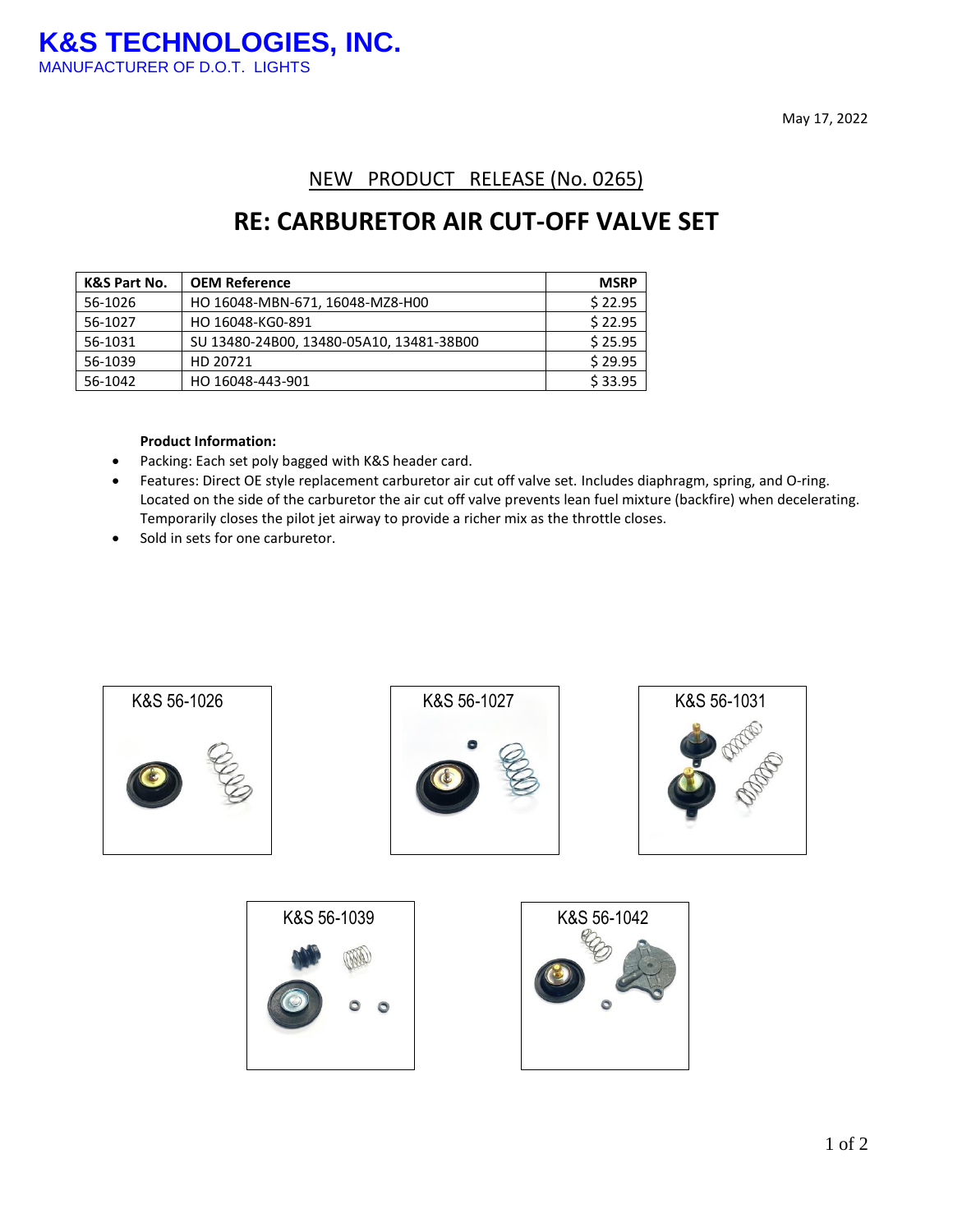# K&S TECHNOLOGIES, INC.

MANUFACTURER OF D.O.T. LIGHTS

May 17, 2022

NEW PRODUCT RELEASE (No. 0265)

## RE: CARBURETOR AIR CUT-OFF VALVE SET

| K&S Part No. | OEM Reference | MSRP |
|---|---|---|
| 56-1026 | HO 16048-MBN-671, 16048-MZ8-H00 | $ 22.95 |
| 56-1027 | HO 16048-KG0-891 | $ 22.95 |
| 56-1031 | SU 13480-24B00, 13480-05A10, 13481-38B00 | $ 25.95 |
| 56-1039 | HD 20721 | $ 29.95 |
| 56-1042 | HO 16048-443-901 | $ 33.95 |

**Product Information:**

- Packing: Each set poly bagged with K&S header card.
- Features: Direct OE style replacement carburetor air cut off valve set. Includes diaphragm, spring, and O-ring. Located on the side of the carburetor the air cut off valve prevents lean fuel mixture (backfire) when decelerating. Temporarily closes the pilot jet airway to provide a richer mix as the throttle closes.
- Sold in sets for one carburetor.

K&S 56-1026

K&S 56-1027

K&S 56-1031

K&S 56-1039

K&S 56-1042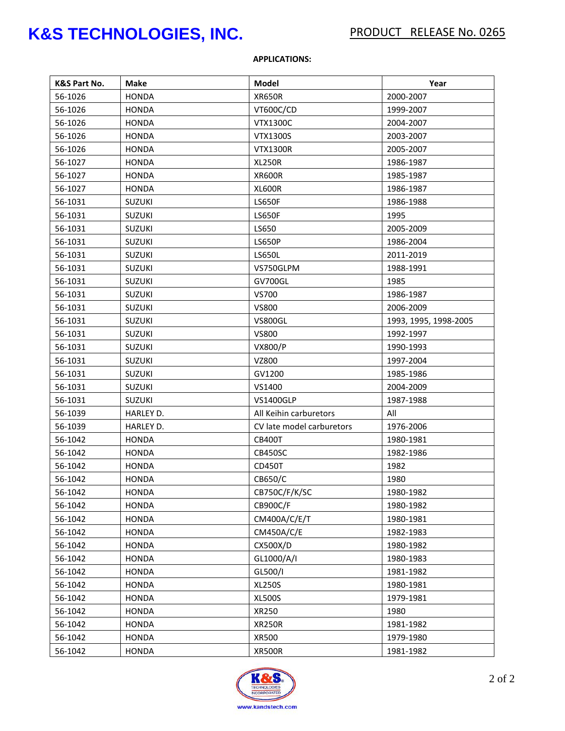# K&S TECHNOLOGIES, INC.

PRODUCT RELEASE No. 0265

**APPLICATIONS:**

| K&S Part No. | Make | Model | Year |
|---|---|---|---|
| 56-1026 | HONDA | XR650R | 2000-2007 |
| 56-1026 | HONDA | VT600C/CD | 1999-2007 |
| 56-1026 | HONDA | VTX1300C | 2004-2007 |
| 56-1026 | HONDA | VTX1300S | 2003-2007 |
| 56-1026 | HONDA | VTX1300R | 2005-2007 |
| 56-1027 | HONDA | XL250R | 1986-1987 |
| 56-1027 | HONDA | XR600R | 1985-1987 |
| 56-1027 | HONDA | XL600R | 1986-1987 |
| 56-1031 | SUZUKI | LS650F | 1986-1988 |
| 56-1031 | SUZUKI | LS650F | 1995 |
| 56-1031 | SUZUKI | LS650 | 2005-2009 |
| 56-1031 | SUZUKI | LS650P | 1986-2004 |
| 56-1031 | SUZUKI | LS650L | 2011-2019 |
| 56-1031 | SUZUKI | VS750GLPM | 1988-1991 |
| 56-1031 | SUZUKI | GV700GL | 1985 |
| 56-1031 | SUZUKI | VS700 | 1986-1987 |
| 56-1031 | SUZUKI | VS800 | 2006-2009 |
| 56-1031 | SUZUKI | VS800GL | 1993, 1995, 1998-2005 |
| 56-1031 | SUZUKI | VS800 | 1992-1997 |
| 56-1031 | SUZUKI | VX800/P | 1990-1993 |
| 56-1031 | SUZUKI | VZ800 | 1997-2004 |
| 56-1031 | SUZUKI | GV1200 | 1985-1986 |
| 56-1031 | SUZUKI | VS1400 | 2004-2009 |
| 56-1031 | SUZUKI | VS1400GLP | 1987-1988 |
| 56-1039 | HARLEY D. | All Keihin carburetors | All |
| 56-1039 | HARLEY D. | CV late model carburetors | 1976-2006 |
| 56-1042 | HONDA | CB400T | 1980-1981 |
| 56-1042 | HONDA | CB450SC | 1982-1986 |
| 56-1042 | HONDA | CD450T | 1982 |
| 56-1042 | HONDA | CB650/C | 1980 |
| 56-1042 | HONDA | CB750C/F/K/SC | 1980-1982 |
| 56-1042 | HONDA | CB900C/F | 1980-1982 |
| 56-1042 | HONDA | CM400A/C/E/T | 1980-1981 |
| 56-1042 | HONDA | CM450A/C/E | 1982-1983 |
| 56-1042 | HONDA | CX500X/D | 1980-1982 |
| 56-1042 | HONDA | GL1000/A/I | 1980-1983 |
| 56-1042 | HONDA | GL500/I | 1981-1982 |
| 56-1042 | HONDA | XL250S | 1980-1981 |
| 56-1042 | HONDA | XL500S | 1979-1981 |
| 56-1042 | HONDA | XR250 | 1980 |
| 56-1042 | HONDA | XR250R | 1981-1982 |
| 56-1042 | HONDA | XR500 | 1979-1980 |
| 56-1042 | HONDA | XR500R | 1981-1982 |

K&S TECHNOLOGIES INCORPORATED

www.kandstech.com